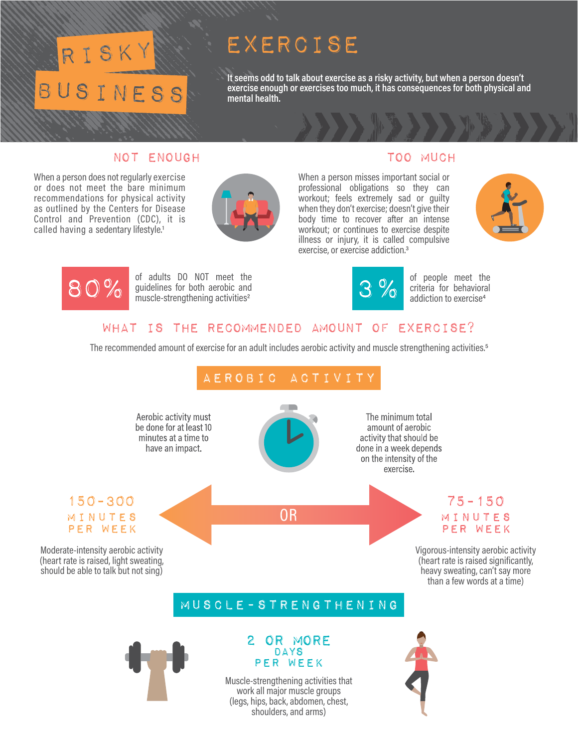# RISKY BUSINESS

# EXERCISE

**It seems odd to talk about exercise as a risky activity, but when a person doesn't exercise enough or exercises too much, it has consequences for both physical and mental health.**

## NOT ENOUGH

When a person does not regularly exercise or does not meet the bare minimum recommendations for physical activity as outlined by the Centers for Disease Control and Prevention (CDC), it is called having a sedentary lifestyle.[1]

**80%** of adults DO NOT meet the guidelines for both aerobic and muscle-strengthening activities[2]

## TOO MUCH

When a person misses important social or professional obligations so they can workout; feels extremely sad or guilty when they don't exercise; doesn't give their body time to recover after an intense workout; or continues to exercise despite illness or injury, it is called compulsive exercise, or exercise addiction.[3]

**3%** of people meet the criteria for behavioral addiction to exercise[4]

## WHAT IS THE RECOMMENDED AMOUNT OF EXERCISE?

The recommended amount of exercise for an adult includes aerobic activity and muscle strengthening activities.[5]

### AEROBIC ACTIVITY

Aerobic activity must be done for at least 10 minutes at a time to have an impact.

The minimum total amount of aerobic activity that should be done in a week depends on the intensity of the exercise.

**150-300 MINUTES PER WEEK**

Moderate-intensity aerobic activity (heart rate is raised, light sweating, should be able to talk but not sing)

OR

**75-150 MINUTES PER WEEK**

Vigorous-intensity aerobic activity (heart rate is raised significantly, heavy sweating, can't say more than a few words at a time)

### MUSCLE-STRENGTHENING

**2 OR MORE DAYS PER WEEK**

Muscle-strengthening activities that work all major muscle groups (legs, hips, back, abdomen, chest, shoulders, and arms)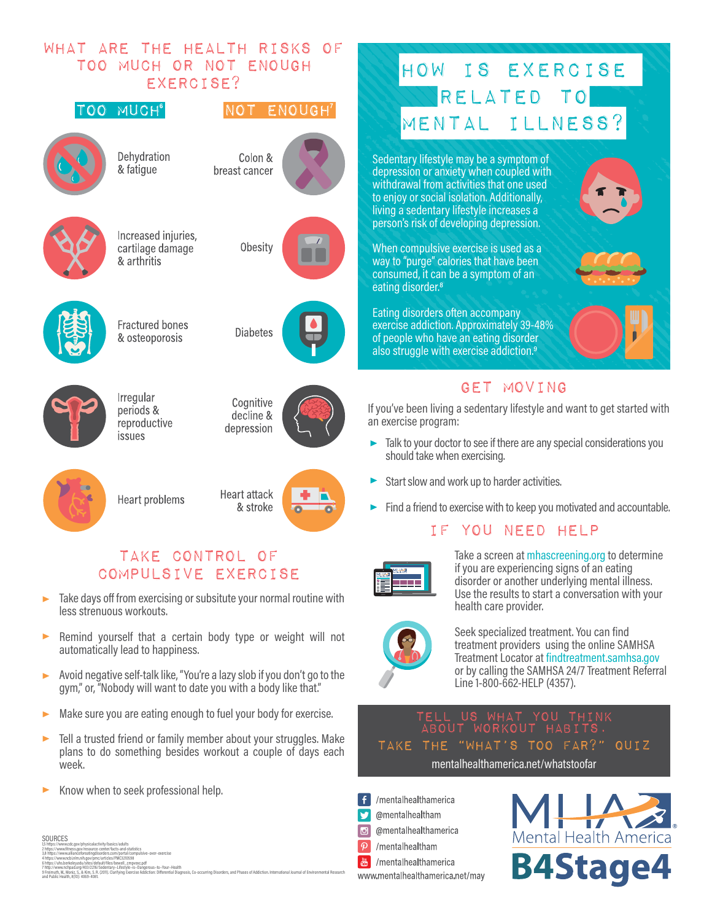## WHAT ARE THE HEALTH RISKS OF TOO MUCH OR NOT ENOUGH EXERCISE?

| TOO MUCH[6] | NOT ENOUGH[7] |
| --- | --- |
| Dehydration & fatigue | Colon & breast cancer |
| Increased injuries, cartilage damage & arthritis | Obesity |
| Fractured bones & osteoporosis | Diabetes |
| Irregular periods & reproductive issues | Cognitive decline & depression |
| Heart problems | Heart attack & stroke |

## TAKE CONTROL OF COMPULSIVE EXERCISE

- Take days off from exercising or subsitute your normal routine with less strenuous workouts.
- Remind yourself that a certain body type or weight will not automatically lead to happiness.
- Avoid negative self-talk like, "You're a lazy slob if you don't go to the gym," or, "Nobody will want to date you with a body like that."
- Make sure you are eating enough to fuel your body for exercise.
- Tell a trusted friend or family member about your struggles. Make plans to do something besides workout a couple of days each week.
- Know when to seek professional help.

## HOW IS EXERCISE RELATED TO MENTAL ILLNESS?

Sedentary lifestyle may be a symptom of depression or anxiety when coupled with withdrawal from activities that one used to enjoy or social isolation. Additionally, living a sedentary lifestyle increases a person's risk of developing depression.

When compulsive exercise is used as a way to "purge" calories that have been consumed, it can be a symptom of an eating disorder.[8]

Eating disorders often accompany exercise addiction. Approximately 39-48% of people who have an eating disorder also struggle with exercise addiction.[9]

## GET MOVING

If you've been living a sedentary lifestyle and want to get started with an exercise program:

- Talk to your doctor to see if there are any special considerations you should take when exercising.
- Start slow and work up to harder activities.
- Find a friend to exercise with to keep you motivated and accountable.

## IF YOU NEED HELP

Take a screen at mhascreening.org to determine if you are experiencing signs of an eating disorder or another underlying mental illness. Use the results to start a conversation with your health care provider.

Seek specialized treatment. You can find treatment providers using the online SAMHSA Treatment Locator at findtreatment.samhsa.gov or by calling the SAMHSA 24/7 Treatment Referral Line 1-800-662-HELP (4357).

TELL US WHAT YOU THINK ABOUT WORKOUT HABITS.
TAKE THE "WHAT'S TOO FAR?" QUIZ
mentalhealthamerica.net/whatstoofar

/mentalhealthamerica
@mentalhealtham
@mentalhealthamerica
/mentalhealtham
/mentalhealthamerica
www.mentalhealthamerica.net/may

Mental Health America
B4Stage4

SOURCES
1,5 https://www.cdc.gov/physicalactivity/basics/adults
2 https://www.fitness.gov/resource-center/facts-and-statistics
3,8 https://www.allianceforeatingdisorders.com/portal/compulsive-over-exercise
4 https://www.ncbi.nlm.nih.gov/pmc/articles/PMC3210598
6 https://uhs.berkeley.edu/sites/default/files/bewell_cmpvexc.pdf
7 http://www.nchpad.org/403/2216/Sedentary~Lifestyle~is~Dangerous~to~Your~Health
9 Freimuth, M., Moniz, S., & Kim, S. R. (2011). Clarifying Exercise Addiction: Differential Diagnosis, Co-occurring Disorders, and Phases of Addiction. International Journal of Environmental Research and Public Health, 8(10): 4069-4081.